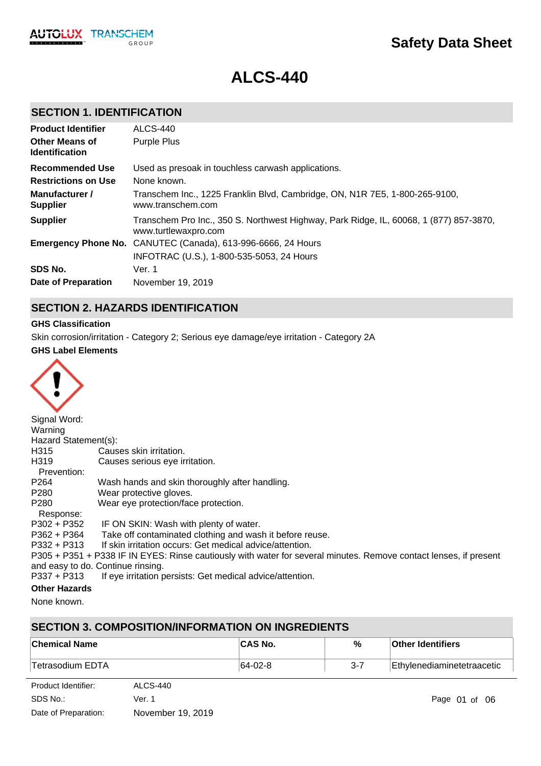# Safety Data Sheet

# ALCS-440

## SECTION 1. IDENTIFICATION

| | |
|---|---|
| **Product Identifier** | ALCS-440 |
| **Other Means of Identification** | Purple Plus |
| **Recommended Use** | Used as presoak in touchless carwash applications. |
| **Restrictions on Use** | None known. |
| **Manufacturer / Supplier** | Transchem Inc., 1225 Franklin Blvd, Cambridge, ON, N1R 7E5, 1-800-265-9100, www.transchem.com |
| **Supplier** | Transchem Pro Inc., 350 S. Northwest Highway, Park Ridge, IL, 60068, 1 (877) 857-3870, www.turtlewaxpro.com |
| **Emergency Phone No.** | CANUTEC (Canada), 613-996-6666, 24 Hours<br>INFOTRAC (U.S.), 1-800-535-5053, 24 Hours |
| **SDS No.** | Ver. 1 |
| **Date of Preparation** | November 19, 2019 |

## SECTION 2. HAZARDS IDENTIFICATION

**GHS Classification**

Skin corrosion/irritation - Category 2; Serious eye damage/eye irritation - Category 2A

**GHS Label Elements**

Signal Word:
Warning

Hazard Statement(s):

H315 Causes skin irritation.
H319 Causes serious eye irritation.

Prevention:

P264 Wash hands and skin thoroughly after handling.
P280 Wear protective gloves.
P280 Wear eye protection/face protection.

Response:

P302 + P352 IF ON SKIN: Wash with plenty of water.
P362 + P364 Take off contaminated clothing and wash it before reuse.
P332 + P313 If skin irritation occurs: Get medical advice/attention.
P305 + P351 + P338 IF IN EYES: Rinse cautiously with water for several minutes. Remove contact lenses, if present and easy to do. Continue rinsing.
P337 + P313 If eye irritation persists: Get medical advice/attention.

**Other Hazards**

None known.

## SECTION 3. COMPOSITION/INFORMATION ON INGREDIENTS

| Chemical Name | CAS No. | % | Other Identifiers |
|---|---|---|---|
| Tetrasodium EDTA | 64-02-8 | 3-7 | Ethylenediaminetetraacetic |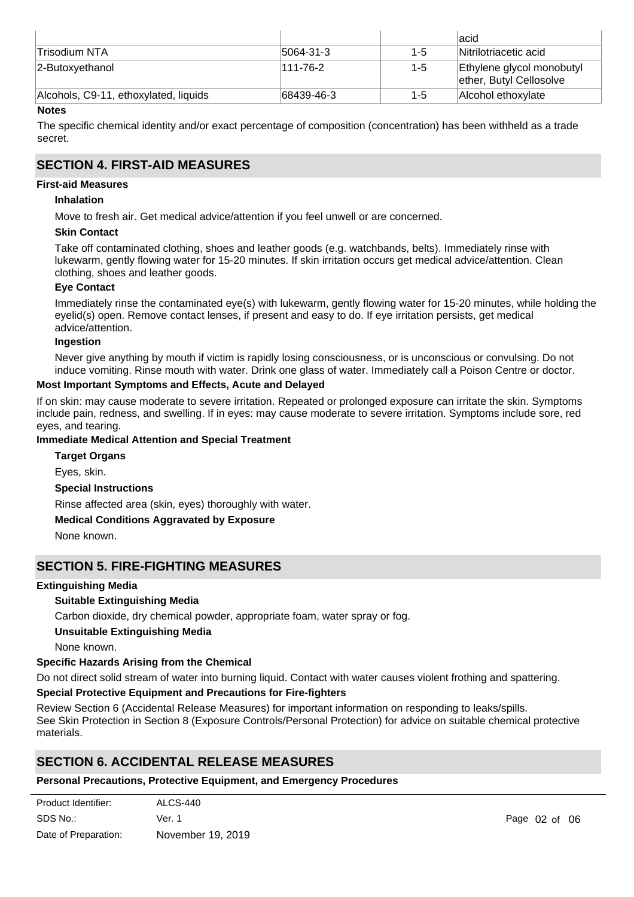| | | | acid |
|---|---|---|---|
| Trisodium NTA | 5064-31-3 | 1-5 | Nitrilotriacetic acid |
| 2-Butoxyethanol | 111-76-2 | 1-5 | Ethylene glycol monobutyl ether, Butyl Cellosolve |
| Alcohols, C9-11, ethoxylated, liquids | 68439-46-3 | 1-5 | Alcohol ethoxylate |

**Notes**

The specific chemical identity and/or exact percentage of composition (concentration) has been withheld as a trade secret.

## SECTION 4. FIRST-AID MEASURES

**First-aid Measures**

**Inhalation**

Move to fresh air. Get medical advice/attention if you feel unwell or are concerned.

**Skin Contact**

Take off contaminated clothing, shoes and leather goods (e.g. watchbands, belts). Immediately rinse with lukewarm, gently flowing water for 15-20 minutes. If skin irritation occurs get medical advice/attention. Clean clothing, shoes and leather goods.

**Eye Contact**

Immediately rinse the contaminated eye(s) with lukewarm, gently flowing water for 15-20 minutes, while holding the eyelid(s) open. Remove contact lenses, if present and easy to do. If eye irritation persists, get medical advice/attention.

**Ingestion**

Never give anything by mouth if victim is rapidly losing consciousness, or is unconscious or convulsing. Do not induce vomiting. Rinse mouth with water. Drink one glass of water. Immediately call a Poison Centre or doctor.

**Most Important Symptoms and Effects, Acute and Delayed**

If on skin: may cause moderate to severe irritation. Repeated or prolonged exposure can irritate the skin. Symptoms include pain, redness, and swelling. If in eyes: may cause moderate to severe irritation. Symptoms include sore, red eyes, and tearing.

**Immediate Medical Attention and Special Treatment**

**Target Organs**

Eyes, skin.

**Special Instructions**

Rinse affected area (skin, eyes) thoroughly with water.

**Medical Conditions Aggravated by Exposure**

None known.

## SECTION 5. FIRE-FIGHTING MEASURES

**Extinguishing Media**

**Suitable Extinguishing Media**

Carbon dioxide, dry chemical powder, appropriate foam, water spray or fog.

**Unsuitable Extinguishing Media**

None known.

**Specific Hazards Arising from the Chemical**

Do not direct solid stream of water into burning liquid. Contact with water causes violent frothing and spattering.

**Special Protective Equipment and Precautions for Fire-fighters**

Review Section 6 (Accidental Release Measures) for important information on responding to leaks/spills.
See Skin Protection in Section 8 (Exposure Controls/Personal Protection) for advice on suitable chemical protective materials.

## SECTION 6. ACCIDENTAL RELEASE MEASURES

**Personal Precautions, Protective Equipment, and Emergency Procedures**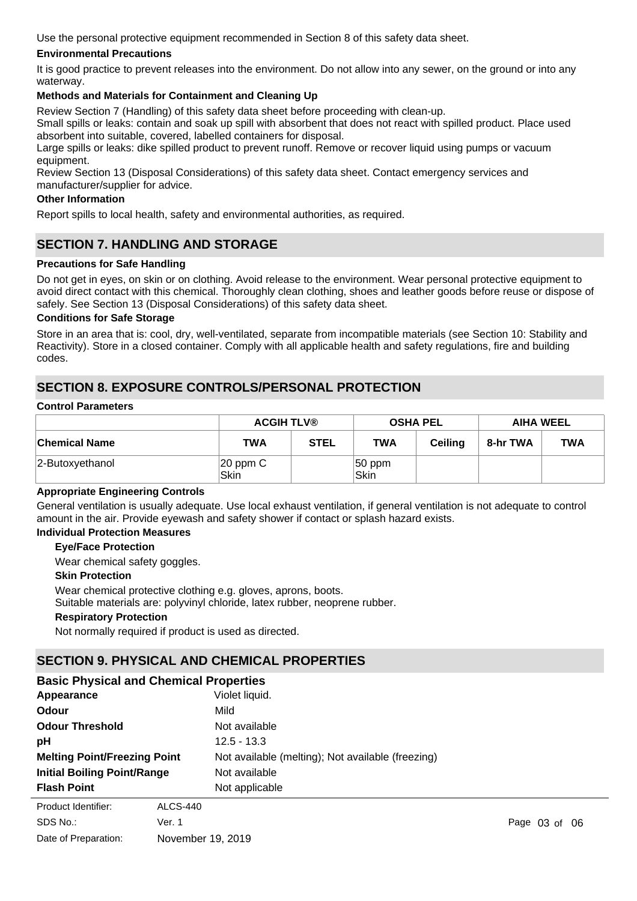Use the personal protective equipment recommended in Section 8 of this safety data sheet.

**Environmental Precautions**

It is good practice to prevent releases into the environment. Do not allow into any sewer, on the ground or into any waterway.

**Methods and Materials for Containment and Cleaning Up**

Review Section 7 (Handling) of this safety data sheet before proceeding with clean-up.
Small spills or leaks: contain and soak up spill with absorbent that does not react with spilled product. Place used absorbent into suitable, covered, labelled containers for disposal.
Large spills or leaks: dike spilled product to prevent runoff. Remove or recover liquid using pumps or vacuum equipment.
Review Section 13 (Disposal Considerations) of this safety data sheet. Contact emergency services and manufacturer/supplier for advice.

**Other Information**

Report spills to local health, safety and environmental authorities, as required.

## SECTION 7. HANDLING AND STORAGE

**Precautions for Safe Handling**

Do not get in eyes, on skin or on clothing. Avoid release to the environment. Wear personal protective equipment to avoid direct contact with this chemical. Thoroughly clean clothing, shoes and leather goods before reuse or dispose of safely. See Section 13 (Disposal Considerations) of this safety data sheet.

**Conditions for Safe Storage**

Store in an area that is: cool, dry, well-ventilated, separate from incompatible materials (see Section 10: Stability and Reactivity). Store in a closed container. Comply with all applicable health and safety regulations, fire and building codes.

## SECTION 8. EXPOSURE CONTROLS/PERSONAL PROTECTION

**Control Parameters**

| | ACGIH TLV® | | OSHA PEL | | AIHA WEEL | |
|---|---|---|---|---|---|---|
| **Chemical Name** | **TWA** | **STEL** | **TWA** | **Ceiling** | **8-hr TWA** | **TWA** |
| 2-Butoxyethanol | 20 ppm C Skin | | 50 ppm Skin | | | |

**Appropriate Engineering Controls**

General ventilation is usually adequate. Use local exhaust ventilation, if general ventilation is not adequate to control amount in the air. Provide eyewash and safety shower if contact or splash hazard exists.

**Individual Protection Measures**

**Eye/Face Protection**

Wear chemical safety goggles.

**Skin Protection**

Wear chemical protective clothing e.g. gloves, aprons, boots.
Suitable materials are: polyvinyl chloride, latex rubber, neoprene rubber.

**Respiratory Protection**

Not normally required if product is used as directed.

## SECTION 9. PHYSICAL AND CHEMICAL PROPERTIES

### Basic Physical and Chemical Properties

| | |
|---|---|
| **Appearance** | Violet liquid. |
| **Odour** | Mild |
| **Odour Threshold** | Not available |
| **pH** | 12.5 - 13.3 |
| **Melting Point/Freezing Point** | Not available (melting); Not available (freezing) |
| **Initial Boiling Point/Range** | Not available |
| **Flash Point** | Not applicable |

Product Identifier: ALCS-440
SDS No.: Ver. 1
Date of Preparation: November 19, 2019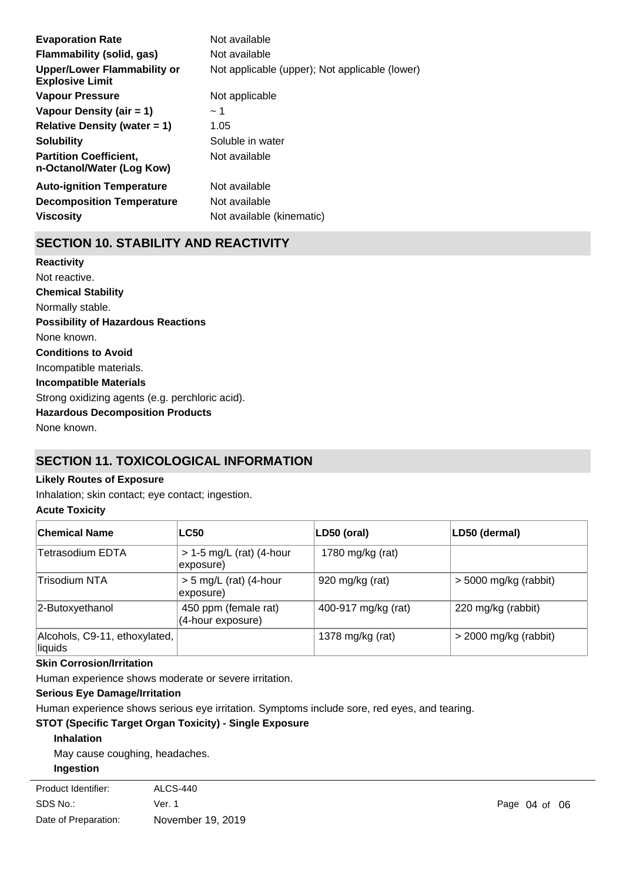| | |
|---|---|
| **Evaporation Rate** | Not available |
| **Flammability (solid, gas)** | Not available |
| **Upper/Lower Flammability or Explosive Limit** | Not applicable (upper); Not applicable (lower) |
| **Vapour Pressure** | Not applicable |
| **Vapour Density (air = 1)** | ~ 1 |
| **Relative Density (water = 1)** | 1.05 |
| **Solubility** | Soluble in water |
| **Partition Coefficient, n-Octanol/Water (Log Kow)** | Not available |
| **Auto-ignition Temperature** | Not available |
| **Decomposition Temperature** | Not available |
| **Viscosity** | Not available (kinematic) |

## SECTION 10. STABILITY AND REACTIVITY

**Reactivity**

Not reactive.

**Chemical Stability**

Normally stable.

**Possibility of Hazardous Reactions**

None known.

**Conditions to Avoid**

Incompatible materials.

**Incompatible Materials**

Strong oxidizing agents (e.g. perchloric acid).

**Hazardous Decomposition Products**

None known.

## SECTION 11. TOXICOLOGICAL INFORMATION

**Likely Routes of Exposure**

Inhalation; skin contact; eye contact; ingestion.

**Acute Toxicity**

| Chemical Name | LC50 | LD50 (oral) | LD50 (dermal) |
|---|---|---|---|
| Tetrasodium EDTA | > 1-5 mg/L (rat) (4-hour exposure) | 1780 mg/kg (rat) | |
| Trisodium NTA | > 5 mg/L (rat) (4-hour exposure) | 920 mg/kg (rat) | > 5000 mg/kg (rabbit) |
| 2-Butoxyethanol | 450 ppm (female rat) (4-hour exposure) | 400-917 mg/kg (rat) | 220 mg/kg (rabbit) |
| Alcohols, C9-11, ethoxylated, liquids | | 1378 mg/kg (rat) | > 2000 mg/kg (rabbit) |

**Skin Corrosion/Irritation**

Human experience shows moderate or severe irritation.

**Serious Eye Damage/Irritation**

Human experience shows serious eye irritation. Symptoms include sore, red eyes, and tearing.

**STOT (Specific Target Organ Toxicity) - Single Exposure**

**Inhalation**

May cause coughing, headaches.

**Ingestion**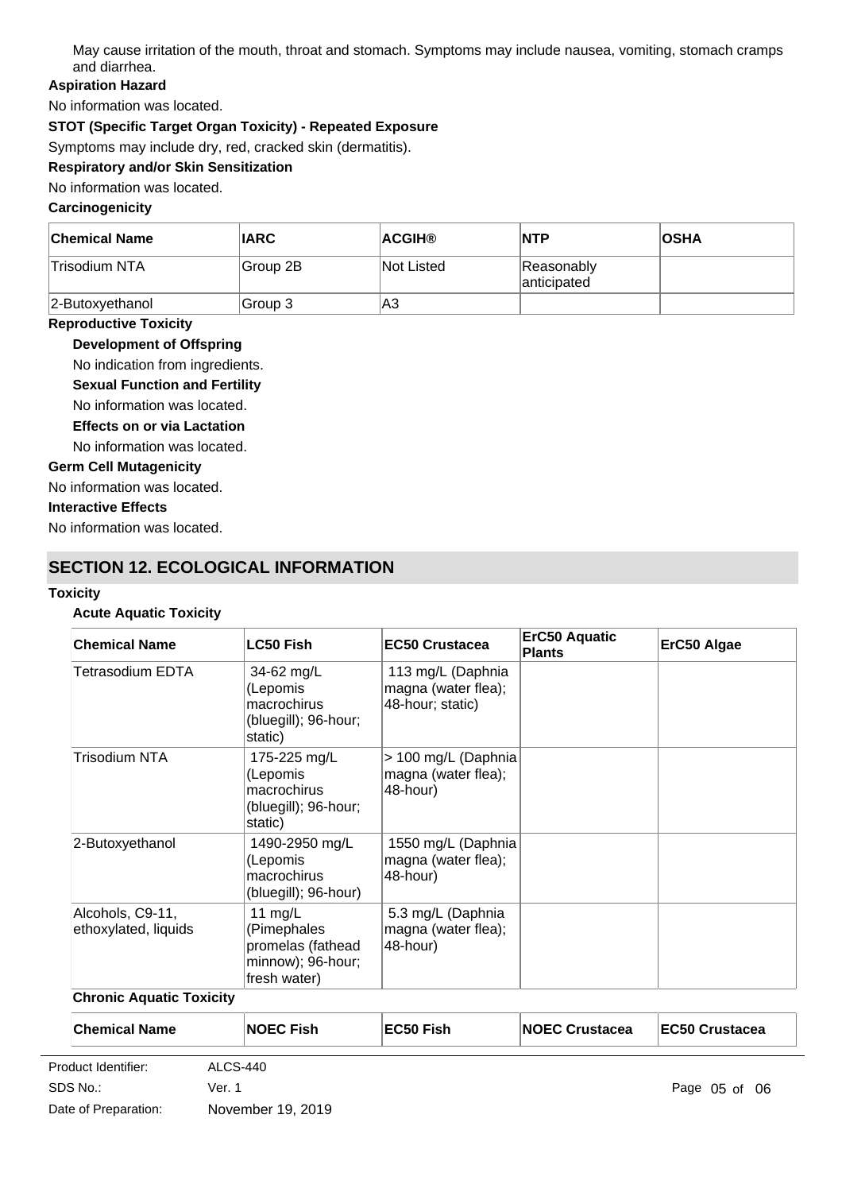May cause irritation of the mouth, throat and stomach. Symptoms may include nausea, vomiting, stomach cramps and diarrhea.

**Aspiration Hazard**

No information was located.

**STOT (Specific Target Organ Toxicity) - Repeated Exposure**

Symptoms may include dry, red, cracked skin (dermatitis).

**Respiratory and/or Skin Sensitization**

No information was located.

**Carcinogenicity**

| Chemical Name | IARC | ACGIH® | NTP | OSHA |
|---|---|---|---|---|
| Trisodium NTA | Group 2B | Not Listed | Reasonably anticipated | |
| 2-Butoxyethanol | Group 3 | A3 | | |

**Reproductive Toxicity**

**Development of Offspring**

No indication from ingredients.

**Sexual Function and Fertility**

No information was located.

**Effects on or via Lactation**

No information was located.

**Germ Cell Mutagenicity**

No information was located.

**Interactive Effects**

No information was located.

## SECTION 12. ECOLOGICAL INFORMATION

**Toxicity**

**Acute Aquatic Toxicity**

| Chemical Name | LC50 Fish | EC50 Crustacea | ErC50 Aquatic Plants | ErC50 Algae |
|---|---|---|---|---|
| Tetrasodium EDTA | 34-62 mg/L (Lepomis macrochirus (bluegill); 96-hour; static) | 113 mg/L (Daphnia magna (water flea); 48-hour; static) | | |
| Trisodium NTA | 175-225 mg/L (Lepomis macrochirus (bluegill); 96-hour; static) | > 100 mg/L (Daphnia magna (water flea); 48-hour) | | |
| 2-Butoxyethanol | 1490-2950 mg/L (Lepomis macrochirus (bluegill); 96-hour) | 1550 mg/L (Daphnia magna (water flea); 48-hour) | | |
| Alcohols, C9-11, ethoxylated, liquids | 11 mg/L (Pimephales promelas (fathead minnow); 96-hour; fresh water) | 5.3 mg/L (Daphnia magna (water flea); 48-hour) | | |

**Chronic Aquatic Toxicity**

| Chemical Name | NOEC Fish | EC50 Fish | NOEC Crustacea | EC50 Crustacea |
|---|---|---|---|---|

Product Identifier: ALCS-440

SDS No.: Ver. 1

Date of Preparation: November 19, 2019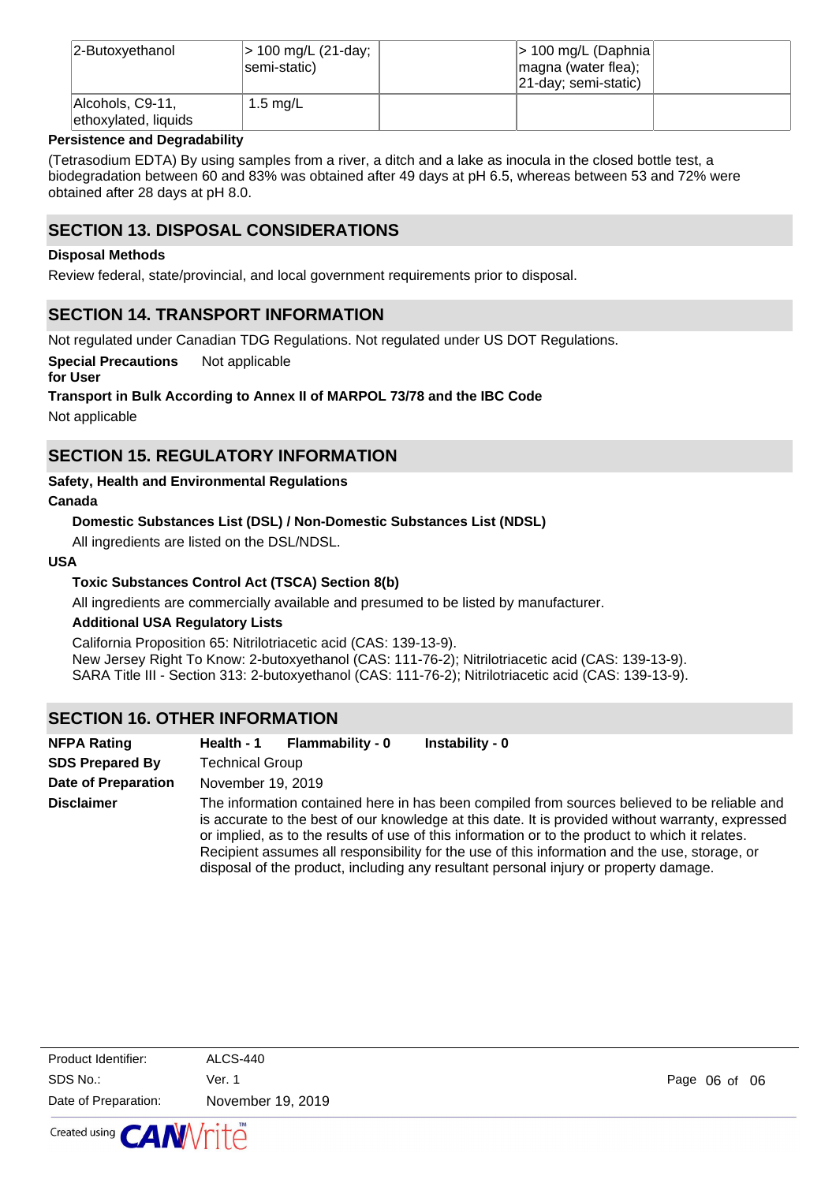| | | | | |
|---|---|---|---|---|
| 2-Butoxyethanol | > 100 mg/L (21-day; semi-static) | | > 100 mg/L (Daphnia magna (water flea); 21-day; semi-static) | |
| Alcohols, C9-11, ethoxylated, liquids | 1.5 mg/L | | | |

**Persistence and Degradability**

(Tetrasodium EDTA) By using samples from a river, a ditch and a lake as inocula in the closed bottle test, a biodegradation between 60 and 83% was obtained after 49 days at pH 6.5, whereas between 53 and 72% were obtained after 28 days at pH 8.0.

## SECTION 13. DISPOSAL CONSIDERATIONS

**Disposal Methods**

Review federal, state/provincial, and local government requirements prior to disposal.

## SECTION 14. TRANSPORT INFORMATION

Not regulated under Canadian TDG Regulations. Not regulated under US DOT Regulations.

**Special Precautions for User** Not applicable

**Transport in Bulk According to Annex II of MARPOL 73/78 and the IBC Code**

Not applicable

## SECTION 15. REGULATORY INFORMATION

**Safety, Health and Environmental Regulations**

**Canada**

**Domestic Substances List (DSL) / Non-Domestic Substances List (NDSL)**

All ingredients are listed on the DSL/NDSL.

**USA**

**Toxic Substances Control Act (TSCA) Section 8(b)**

All ingredients are commercially available and presumed to be listed by manufacturer.

**Additional USA Regulatory Lists**

California Proposition 65: Nitrilotriacetic acid (CAS: 139-13-9).
New Jersey Right To Know: 2-butoxyethanol (CAS: 111-76-2); Nitrilotriacetic acid (CAS: 139-13-9).
SARA Title III - Section 313: 2-butoxyethanol (CAS: 111-76-2); Nitrilotriacetic acid (CAS: 139-13-9).

## SECTION 16. OTHER INFORMATION

**NFPA Rating** **Health - 1** **Flammability - 0** **Instability - 0**

**SDS Prepared By** Technical Group

**Date of Preparation** November 19, 2019

**Disclaimer** The information contained here in has been compiled from sources believed to be reliable and is accurate to the best of our knowledge at this date. It is provided without warranty, expressed or implied, as to the results of use of this information or to the product to which it relates. Recipient assumes all responsibility for the use of this information and the use, storage, or disposal of the product, including any resultant personal injury or property damage.